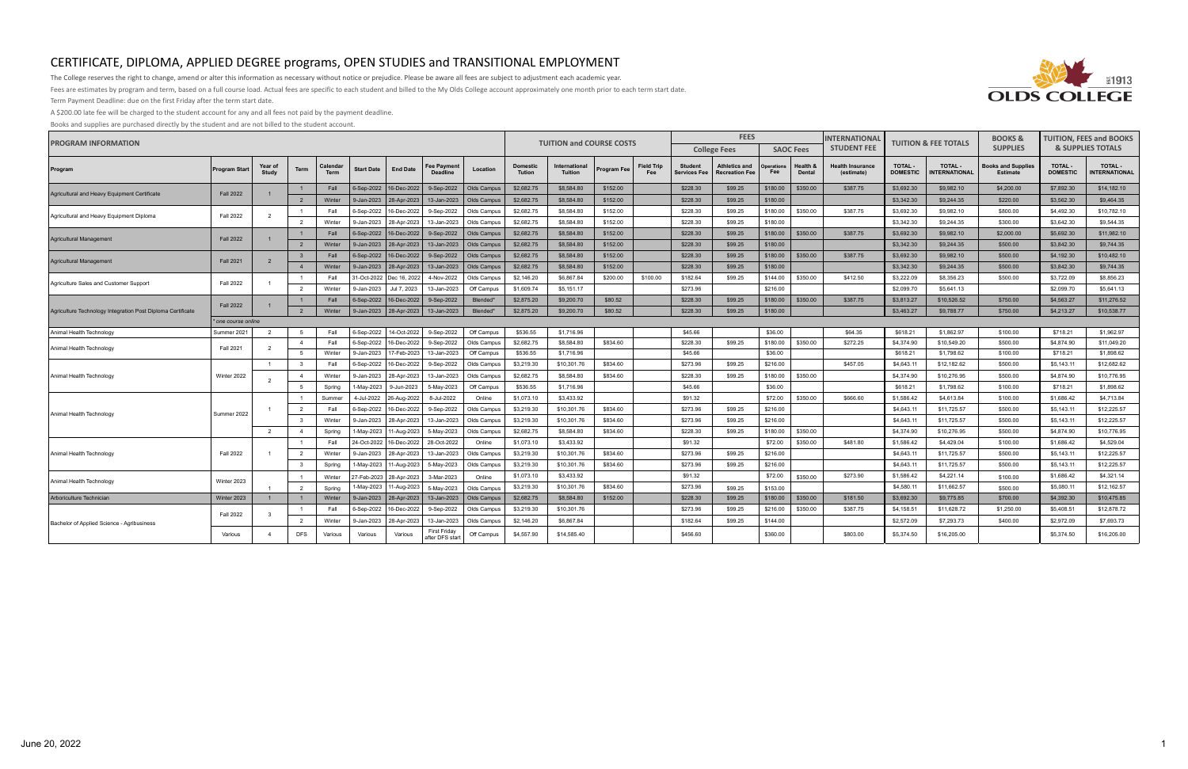# CERTIFICATE, DIPLOMA, APPLIED DEGREE programs, OPEN STUDIES and TRANSITIONAL EMPLOYMENT

The College reserves the right to change, amend or alter this information as necessary without notice or prejudice. Please be aware all fees are subject to adjustment each academic year.

Fees are estimates by program and term, based on a full course load. Actual fees are specific to each student and billed to the My Olds College account approximately one month prior to each term start date.

Term Payment Deadline: due on the first Friday after the term start date.

A $200.00 late fee will be charged to the student account for any and all fees not paid by the payment deadline.

Books and supplies are purchased directly by the student and are not billed to the student account.

| PROGRAM INFORMATION | | | | | | | | | TUITION and COURSE COSTS | | | | FEES | | | | INTERNATIONAL STUDENT FEE | TUITION & FEE TOTALS | | BOOKS & SUPPLIES | TUITION, FEES AND BOOKS & SUPPLIES TOTALS | |
|---|---|---|---|---|---|---|---|---|---|---|---|---|---|---|---|---|---|---|---|---|---|---|
| | | | | | | | | | | | | | College Fees | | SAOC Fees | | | | | | | |
| Program | Program Start | Year of Study | Term | Calendar Term | Start Date | End Date | Fee Payment Deadline | Location | Domestic Tution | International Tuition | Program Fee | Field Trip Fee | Student Services Fee | Athletics and Recreation Fee | Operations Fee | Health & Dental | Health Insurance (estimate) | TOTAL - DOMESTIC | TOTAL - INTERNATIONAL | Books and Supplies Estimate | TOTAL - DOMESTIC | TOTAL - INTERNATIONAL |
| Agricultural and Heavy Equipment Certificate | Fall 2022 | 1 | 1 | Fall | 6-Sep-2022 | 16-Dec-2022 | 9-Sep-2022 | Olds Campus | $2,682.75 | $8,584.80 | $152.00 | | $228.30 | $99.25 | $180.00 | $350.00 | $387.75 | $3,692.30 | $9,982.10 | $4,200.00 | $7,892.30 | $14,182.10 |
| | | | 2 | Winter | 9-Jan-2023 | 28-Apr-2023 | 13-Jan-2023 | Olds Campus | $2,682.75 | $8,584.80 | $152.00 | | $228.30 | $99.25 | $180.00 | | | $3,342.30 | $9,244.35 | $220.00 | $3,562.30 | $9,464.35 |
| Agricultural and Heavy Equipment Diploma | Fall 2022 | 2 | 1 | Fall | 6-Sep-2022 | 16-Dec-2022 | 9-Sep-2022 | Olds Campus | $2,682.75 | $8,584.80 | $152.00 | | $228.30 | $99.25 | $180.00 | $350.00 | $387.75 | $3,692.30 | $9,982.10 | $800.00 | $4,492.30 | $10,782.10 |
| | | | 2 | Winter | 9-Jan-2023 | 28-Apr-2023 | 13-Jan-2023 | Olds Campus | $2,682.75 | $8,584.80 | $152.00 | | $228.30 | $99.25 | $180.00 | | | $3,342.30 | $9,244.35 | $300.00 | $3,642.30 | $9,544.35 |
| Agricultural Management | Fall 2022 | 1 | 1 | Fall | 6-Sep-2022 | 16-Dec-2022 | 9-Sep-2022 | Olds Campus | $2,682.75 | $8,584.80 | $152.00 | | $228.30 | $99.25 | $180.00 | $350.00 | $387.75 | $3,692.30 | $9,982.10 | $2,000.00 | $5,692.30 | $11,982.10 |
| | | | 2 | Winter | 9-Jan-2023 | 28-Apr-2023 | 13-Jan-2023 | Olds Campus | $2,682.75 | $8,584.80 | $152.00 | | $228.30 | $99.25 | $180.00 | | | $3,342.30 | $9,244.35 | $500.00 | $3,842.30 | $9,744.35 |
| Agricultural Management | Fall 2021 | 2 | 3 | Fall | 6-Sep-2022 | 16-Dec-2022 | 9-Sep-2022 | Olds Campus | $2,682.75 | $8,584.80 | $152.00 | | $228.30 | $99.25 | $180.00 | $350.00 | $387.75 | $3,692.30 | $9,982.10 | $500.00 | $4,192.30 | $10,482.10 |
| | | | 4 | Winter | 9-Jan-2023 | 28-Apr-2023 | 13-Jan-2023 | Olds Campus | $2,682.75 | $8,584.80 | $152.00 | | $228.30 | $99.25 | $180.00 | | | $3,342.30 | $9,244.35 | $500.00 | $3,842.30 | $9,744.35 |
| Agriculture Sales and Customer Support | Fall 2022 | 1 | 1 | Fall | 31-Oct-2022 | Dec 16, 2022 | 4-Nov-2022 | Olds Campus | $2,146.20 | $6,867.84 | $200.00 | $100.00 | $182.64 | $99.25 | $144.00 | $350.00 | $412.50 | $3,222.09 | $8,356.23 | $500.00 | $3,722.09 | $8,856.23 |
| | | | 2 | Winter | 9-Jan-2023 | Jul 7, 2023 | 13-Jan-2023 | Off Campus | $1,609.74 | $5,151.17 | | | $273.96 | | $216.00 | | | $2,099.70 | $5,641.13 | | $2,099.70 | $5,641.13 |
| Agriculture Technology Integration Post Diploma Certificate | Fall 2022 | 1 | 1 | Fall | 6-Sep-2022 | 16-Dec-2022 | 9-Sep-2022 | Blended* | $2,875.20 | $9,200.70 | $80.52 | | $228.30 | $99.25 | $180.00 | $350.00 | $387.75 | $3,813.27 | $10,526.52 | $750.00 | $4,563.27 | $11,276.52 |
| | | | 2 | Winter | 9-Jan-2023 | 28-Apr-2023 | 13-Jan-2023 | Blended* | $2,875.20 | $9,200.70 | $80.52 | | $228.30 | $99.25 | $180.00 | | | $3,463.27 | $9,788.77 | $750.00 | $4,213.27 | $10,538.77 |
| | * one course online | | | | | | | | | | | | | | | | | | | | | |
| Animal Health Technology | Summer 2021 | 2 | 5 | Fall | 6-Sep-2022 | 14-Oct-2022 | 9-Sep-2022 | Off Campus | $536.55 | $1,716.96 | | | $45.66 | | $36.00 | | $64.35 | $618.21 | $1,862.97 | $100.00 | $718.21 | $1,962.97 |
| Animal Health Technology | Fall 2021 | 2 | 4 | Fall | 6-Sep-2022 | 16-Dec-2022 | 9-Sep-2022 | Olds Campus | $2,682.75 | $8,584.80 | $834.60 | | $228.30 | $99.25 | $180.00 | $350.00 | $272.25 | $4,374.90 | $10,549.20 | $500.00 | $4,874.90 | $11,049.20 |
| | | | 5 | Winter | 9-Jan-2023 | 17-Feb-2023 | 13-Jan-2023 | Off Campus | $536.55 | $1,716.96 | | | $45.66 | | $36.00 | | | $618.21 | $1,798.62 | $100.00 | $718.21 | $1,898.62 |
| Animal Health Technology | Winter 2022 | 1 | 3 | Fall | 6-Sep-2022 | 16-Dec-2022 | 9-Sep-2022 | Olds Campus | $3,219.30 | $10,301.76 | $834.60 | | $273.96 | $99.25 | $216.00 | | $457.05 | $4,643.11 | $12,182.62 | $500.00 | $5,143.11 | $12,682.62 |
| | | 2 | 4 | Winter | 9-Jan-2023 | 28-Apr-2023 | 13-Jan-2023 | Olds Campus | $2,682.75 | $8,584.80 | $834.60 | | $228.30 | $99.25 | $180.00 | $350.00 | | $4,374.90 | $10,276.95 | $500.00 | $4,874.90 | $10,776.95 |
| | | | 5 | Spring | 1-May-2023 | 9-Jun-2023 | 5-May-2023 | Off Campus | $536.55 | $1,716.96 | | | $45.66 | | $36.00 | | | $618.21 | $1,798.62 | $100.00 | $718.21 | $1,898.62 |
| Animal Health Technology | Summer 2022 | 1 | 1 | Summer | 4-Jul-2022 | 26-Aug-2022 | 8-Jul-2022 | Online | $1,073.10 | $3,433.92 | | | $91.32 | | $72.00 | $350.00 | $666.60 | $1,586.42 | $4,613.84 | $100.00 | $1,686.42 | $4,713.84 |
| | | | 2 | Fall | 6-Sep-2022 | 16-Dec-2022 | 9-Sep-2022 | Olds Campus | $3,219.30 | $10,301.76 | $834.60 | | $273.96 | $99.25 | $216.00 | | | $4,643.11 | $11,725.57 | $500.00 | $5,143.11 | $12,225.57 |
| | | | 3 | Winter | 9-Jan-2023 | 28-Apr-2023 | 13-Jan-2023 | Olds Campus | $3,219.30 | $10,301.76 | $834.60 | | $273.96 | $99.25 | $216.00 | | | $4,643.11 | $11,725.57 | $500.00 | $5,143.11 | $12,225.57 |
| | | 2 | 4 | Spring | 1-May-2023 | 11-Aug-2023 | 5-May-2023 | Olds Campus | $2,682.75 | $8,584.80 | $834.60 | | $228.30 | $99.25 | $180.00 | $350.00 | | $4,374.90 | $10,276.95 | $500.00 | $4,874.90 | $10,776.95 |
| Animal Health Technology | Fall 2022 | 1 | 1 | Fall | 24-Oct-2022 | 16-Dec-2022 | 28-Oct-2022 | Online | $1,073.10 | $3,433.92 | | | $91.32 | | $72.00 | $350.00 | $481.80 | $1,586.42 | $4,429.04 | $100.00 | $1,686.42 | $4,529.04 |
| | | | 2 | Winter | 9-Jan-2023 | 28-Apr-2023 | 13-Jan-2023 | Olds Campus | $3,219.30 | $10,301.76 | $834.60 | | $273.96 | $99.25 | $216.00 | | | $4,643.11 | $11,725.57 | $500.00 | $5,143.11 | $12,225.57 |
| | | | 3 | Spring | 1-May-2023 | 11-Aug-2023 | 5-May-2023 | Olds Campus | $3,219.30 | $10,301.76 | $834.60 | | $273.96 | $99.25 | $216.00 | | | $4,643.11 | $11,725.57 | $500.00 | $5,143.11 | $12,225.57 |
| Animal Health Technology | Winter 2023 | 1 | 1 | Winter | 27-Feb-2023 | 28-Apr-2023 | 3-Mar-2023 | Online | $1,073.10 | $3,433.92 | | | $91.32 | | $72.00 | $350.00 | $273.90 | $1,586.42 | $4,221.14 | $100.00 | $1,686.42 | $4,321.14 |
| | | | 2 | Spring | 1-May-2023 | 11-Aug-2023 | 5-May-2023 | Olds Campus | $3,219.30 | $10,301.76 | $834.60 | | $273.96 | $99.25 | $153.00 | | | $4,580.11 | $11,662.57 | $500.00 | $5,080.11 | $12,162.57 |
| Arboriculture Technician | Winter 2023 | 1 | 1 | Winter | 9-Jan-2023 | 28-Apr-2023 | 13-Jan-2023 | Olds Campus | $2,682.75 | $8,584.80 | $152.00 | | $228.30 | $99.25 | $180.00 | $350.00 | $181.50 | $3,692.30 | $9,775.85 | $700.00 | $4,392.30 | $10,475.85 |
| Bachelor of Applied Science - Agribusiness | Fall 2022 | 3 | 1 | Fall | 6-Sep-2022 | 16-Dec-2022 | 9-Sep-2022 | Olds Campus | $3,219.30 | $10,301.76 | | | $273.96 | $99.25 | $216.00 | $350.00 | $387.75 | $4,158.51 | $11,628.72 | $1,250.00 | $5,408.51 | $12,878.72 |
| | | | 2 | Winter | 9-Jan-2023 | 28-Apr-2023 | 13-Jan-2023 | Olds Campus | $2,146.20 | $6,867.84 | | | $182.64 | $99.25 | $144.00 | | | $2,572.09 | $7,293.73 | $400.00 | $2,972.09 | $7,693.73 |
| | Various | 4 | DFS | Various | Various | Various | First Friday after DFS start | Off Campus | $4,557.90 | $14,585.40 | | | $456.60 | | $360.00 | | $803.00 | $5,374.50 | $16,205.00 | | $5,374.50 | $16,205.00 |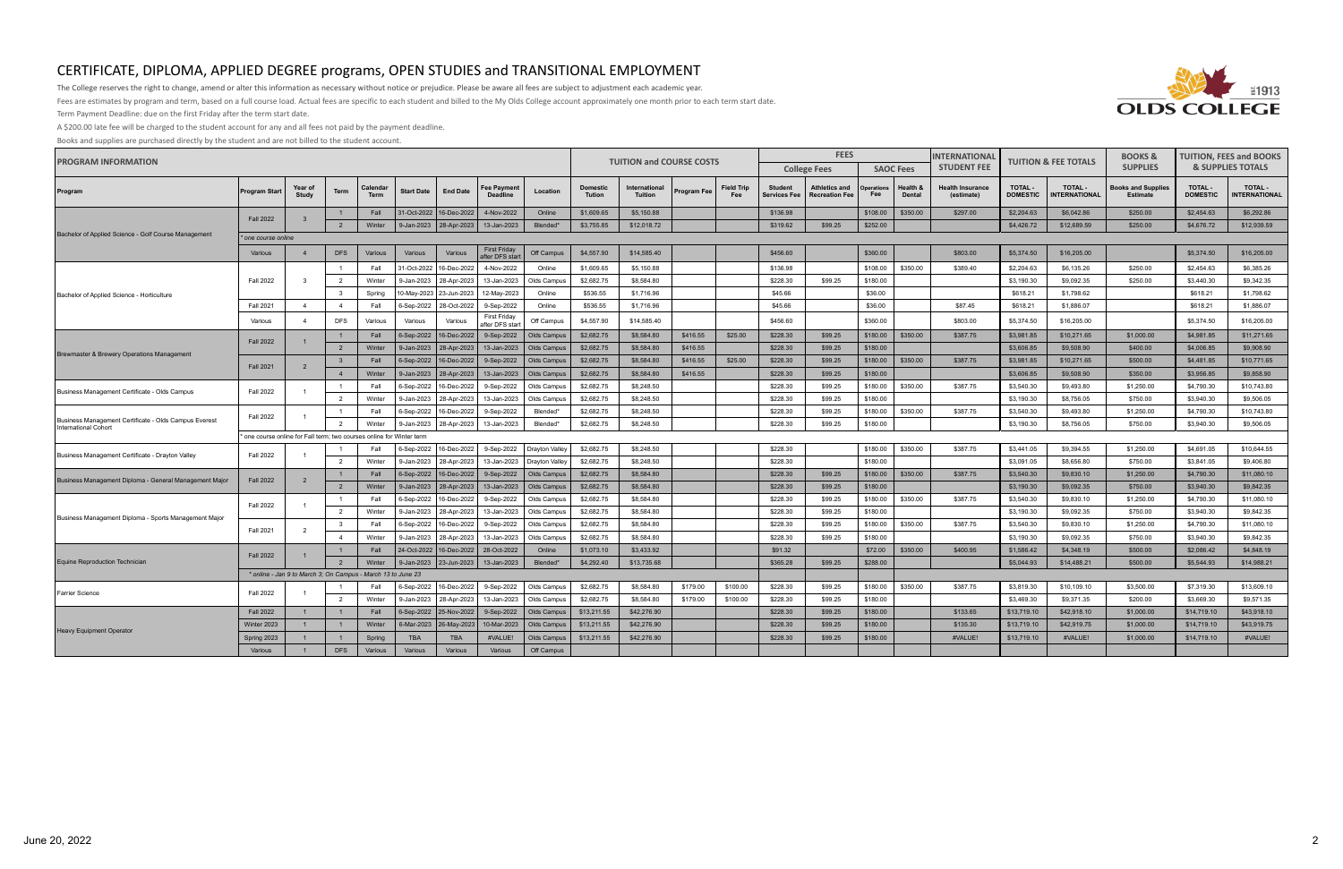# CERTIFICATE, DIPLOMA, APPLIED DEGREE programs, OPEN STUDIES and TRANSITIONAL EMPLOYMENT

The College reserves the right to change, amend or alter this information as necessary without notice or prejudice. Please be aware all fees are subject to adjustment each academic year.

Fees are estimates by program and term, based on a full course load. Actual fees are specific to each student and billed to the My Olds College account approximately one month prior to each term start date.

Term Payment Deadline: due on the first Friday after the term start date.

A $200.00 late fee will be charged to the student account for any and all fees not paid by the payment deadline.

Books and supplies are purchased directly by the student and are not billed to the student account.

| PROGRAM INFORMATION | | | | | | | | | TUITION and COURSE COSTS | | | | FEES | | | | INTERNATIONAL STUDENT FEE | TUITION & FEE TOTALS | | BOOKS & SUPPLIES | TUITION, FEES and BOOKS & SUPPLIES TOTALS | |
|---|---|---|---|---|---|---|---|---|---|---|---|---|---|---|---|---|---|---|---|---|---|---|
| | | | | | | | | | | | | | College Fees | | SAOC Fees | | | | | | | |
| Program | Program Start | Year of Study | Term | Calendar Term | Start Date | End Date | Fee Payment Deadline | Location | Domestic Tuition | International Tuition | Program Fee | Field Trip Fee | Student Services Fee | Athletics and Recreation Fee | Operations Fee | Health & Dental | Health Insurance (estimate) | TOTAL - DOMESTIC | TOTAL - INTERNATIONAL | Books and Supplies Estimate | TOTAL - DOMESTIC | TOTAL - INTERNATIONAL |
| Bachelor of Applied Science - Golf Course Management | Fall 2022 | 3 | 1 | Fall | 31-Oct-2022 | 16-Dec-2022 | 4-Nov-2022 | Online | $1,609.65 | $5,150.88 | | | $136.98 | | $108.00 | $350.00 | $297.00 | $2,204.63 | $6,042.86 | $250.00 | $2,454.63 | $6,292.86 |
| | | | 2 | Winter | 9-Jan-2023 | 28-Apr-2023 | 13-Jan-2023 | Blended* | $3,755.85 | $12,018.72 | | | $319.62 | $99.25 | $252.00 | | | $4,426.72 | $12,689.59 | $250.00 | $4,676.72 | $12,939.59 |
| | * one course online | | | | | | | | | | | | | | | | | | | | | |
| | Various | 4 | DFS | Various | Various | Various | First Friday after DFS start | Off Campus | $4,557.90 | $14,585.40 | | | $456.60 | | $360.00 | | $803.00 | $5,374.50 | $16,205.00 | | $5,374.50 | $16,205.00 |
| Bachelor of Applied Science - Horticulture | Fall 2022 | 3 | 1 | Fall | 31-Oct-2022 | 16-Dec-2022 | 4-Nov-2022 | Online | $1,609.65 | $5,150.88 | | | $136.98 | | $108.00 | $350.00 | $389.40 | $2,204.63 | $6,135.26 | $250.00 | $2,454.63 | $6,385.26 |
| | | | 2 | Winter | 9-Jan-2023 | 28-Apr-2023 | 13-Jan-2023 | Olds Campus | $2,682.75 | $8,584.80 | | | $228.30 | $99.25 | $180.00 | | | $3,190.30 | $9,092.35 | $250.00 | $3,440.30 | $9,342.35 |
| | | | 3 | Spring | 10-May-2023 | 23-Jun-2023 | 12-May-2023 | Online | $536.55 | $1,716.96 | | | $45.66 | | $36.00 | | | $618.21 | $1,798.62 | | $618.21 | $1,798.62 |
| | Fall 2021 | 4 | 4 | Fall | 6-Sep-2022 | 28-Oct-2022 | 9-Sep-2022 | Online | $536.55 | $1,716.96 | | | $45.66 | | $36.00 | | $87.45 | $618.21 | $1,886.07 | | $618.21 | $1,886.07 |
| | Various | 4 | DFS | Various | Various | Various | First Friday after DFS start | Off Campus | $4,557.90 | $14,585.40 | | | $456.60 | | $360.00 | | $803.00 | $5,374.50 | $16,205.00 | | $5,374.50 | $16,205.00 |
| Brewmaster & Brewery Operations Management | Fall 2022 | 1 | 1 | Fall | 6-Sep-2022 | 16-Dec-2022 | 9-Sep-2022 | Olds Campus | $2,682.75 | $8,584.80 | $416.55 | $25.00 | $228.30 | $99.25 | $180.00 | $350.00 | $387.75 | $3,981.85 | $10,271.65 | $1,000.00 | $4,981.85 | $11,271.65 |
| | | | 2 | Winter | 9-Jan-2023 | 28-Apr-2023 | 13-Jan-2023 | Olds Campus | $2,682.75 | $8,584.80 | $416.55 | | $228.30 | $99.25 | $180.00 | | | $3,606.85 | $9,508.90 | $400.00 | $4,006.85 | $9,908.90 |
| | Fall 2021 | 2 | 3 | Fall | 6-Sep-2022 | 16-Dec-2022 | 9-Sep-2022 | Olds Campus | $2,682.75 | $8,584.80 | $416.55 | $25.00 | $228.30 | $99.25 | $180.00 | $350.00 | $387.75 | $3,981.85 | $10,271.65 | $500.00 | $4,481.85 | $10,771.65 |
| | | | 4 | Winter | 9-Jan-2023 | 28-Apr-2023 | 13-Jan-2023 | Olds Campus | $2,682.75 | $8,584.80 | $416.55 | | $228.30 | $99.25 | $180.00 | | | $3,606.85 | $9,508.90 | $350.00 | $3,956.85 | $9,858.90 |
| Business Management Certificate - Olds Campus | Fall 2022 | 1 | 1 | Fall | 6-Sep-2022 | 16-Dec-2022 | 9-Sep-2022 | Olds Campus | $2,682.75 | $8,248.50 | | | $228.30 | $99.25 | $180.00 | $350.00 | $387.75 | $3,540.30 | $9,493.80 | $1,250.00 | $4,790.30 | $10,743.80 |
| | | | 2 | Winter | 9-Jan-2023 | 28-Apr-2023 | 13-Jan-2023 | Olds Campus | $2,682.75 | $8,248.50 | | | $228.30 | $99.25 | $180.00 | | | $3,190.30 | $8,756.05 | $750.00 | $3,940.30 | $9,506.05 |
| Business Management Certificate - Olds Campus Everest International Cohort | Fall 2022 | 1 | 1 | Fall | 6-Sep-2022 | 16-Dec-2022 | 9-Sep-2022 | Blended* | $2,682.75 | $8,248.50 | | | $228.30 | $99.25 | $180.00 | $350.00 | $387.75 | $3,540.30 | $9,493.80 | $1,250.00 | $4,790.30 | $10,743.80 |
| | | | 2 | Winter | 9-Jan-2023 | 28-Apr-2023 | 13-Jan-2023 | Blended* | $2,682.75 | $8,248.50 | | | $228.30 | $99.25 | $180.00 | | | $3,190.30 | $8,756.05 | $750.00 | $3,940.30 | $9,506.05 |
| | * one course online for Fall term; two courses online for Winter term | | | | | | | | | | | | | | | | | | | | | |
| Business Management Certificate - Drayton Valley | Fall 2022 | 1 | 1 | Fall | 6-Sep-2022 | 16-Dec-2022 | 9-Sep-2022 | Drayton Valley | $2,682.75 | $8,248.50 | | | $228.30 | | $180.00 | $350.00 | $387.75 | $3,441.05 | $9,394.55 | $1,250.00 | $4,691.05 | $10,644.55 |
| | | | 2 | Winter | 9-Jan-2023 | 28-Apr-2023 | 13-Jan-2023 | Drayton Valley | $2,682.75 | $8,248.50 | | | $228.30 | | $180.00 | | | $3,091.05 | $8,656.80 | $750.00 | $3,841.05 | $9,406.80 |
| Business Management Diploma - General Management Major | Fall 2022 | 2 | 1 | Fall | 6-Sep-2022 | 16-Dec-2022 | 9-Sep-2022 | Olds Campus | $2,682.75 | $8,584.80 | | | $228.30 | $99.25 | $180.00 | $350.00 | $387.75 | $3,540.30 | $9,830.10 | $1,250.00 | $4,790.30 | $11,080.10 |
| | | | 2 | Winter | 9-Jan-2023 | 28-Apr-2023 | 13-Jan-2023 | Olds Campus | $2,682.75 | $8,584.80 | | | $228.30 | $99.25 | $180.00 | | | $3,190.30 | $9,092.35 | $750.00 | $3,940.30 | $9,842.35 |
| Business Management Diploma - Sports Management Major | Fall 2022 | 1 | 1 | Fall | 6-Sep-2022 | 16-Dec-2022 | 9-Sep-2022 | Olds Campus | $2,682.75 | $8,584.80 | | | $228.30 | $99.25 | $180.00 | $350.00 | $387.75 | $3,540.30 | $9,830.10 | $1,250.00 | $4,790.30 | $11,080.10 |
| | | | 2 | Winter | 9-Jan-2023 | 28-Apr-2023 | 13-Jan-2023 | Olds Campus | $2,682.75 | $8,584.80 | | | $228.30 | $99.25 | $180.00 | | | $3,190.30 | $9,092.35 | $750.00 | $3,940.30 | $9,842.35 |
| | Fall 2021 | 2 | 3 | Fall | 6-Sep-2022 | 16-Dec-2022 | 9-Sep-2022 | Olds Campus | $2,682.75 | $8,584.80 | | | $228.30 | $99.25 | $180.00 | $350.00 | $387.75 | $3,540.30 | $9,830.10 | $1,250.00 | $4,790.30 | $11,080.10 |
| | | | 4 | Winter | 9-Jan-2023 | 28-Apr-2023 | 13-Jan-2023 | Olds Campus | $2,682.75 | $8,584.80 | | | $228.30 | $99.25 | $180.00 | | | $3,190.30 | $9,092.35 | $750.00 | $3,940.30 | $9,842.35 |
| Equine Reproduction Technician | Fall 2022 | 1 | 1 | Fall | 24-Oct-2022 | 16-Dec-2022 | 28-Oct-2022 | Online | $1,073.10 | $3,433.92 | | | $91.32 | | $72.00 | $350.00 | $400.95 | $1,586.42 | $4,348.19 | $500.00 | $2,086.42 | $4,848.19 |
| | | | 2 | Winter | 9-Jan-2023 | 23-Jun-2023 | 13-Jan-2023 | Blended* | $4,292.40 | $13,735.68 | | | $365.28 | $99.25 | $288.00 | | | $5,044.93 | $14,488.21 | $500.00 | $5,544.93 | $14,988.21 |
| | * online - Jan 9 to March 3; On Campus - March 13 to June 23 | | | | | | | | | | | | | | | | | | | | | |
| Farrier Science | Fall 2022 | 1 | 1 | Fall | 6-Sep-2022 | 16-Dec-2022 | 9-Sep-2022 | Olds Campus | $2,682.75 | $8,584.80 | $179.00 | $100.00 | $228.30 | $99.25 | $180.00 | $350.00 | $387.75 | $3,819.30 | $10,109.10 | $3,500.00 | $7,319.30 | $13,609.10 |
| | | | 2 | Winter | 9-Jan-2023 | 28-Apr-2023 | 13-Jan-2023 | Olds Campus | $2,682.75 | $8,584.80 | $179.00 | $100.00 | $228.30 | $99.25 | $180.00 | | | $3,469.30 | $9,371.35 | $200.00 | $3,669.30 | $9,571.35 |
| Heavy Equipment Operator | Fall 2022 | 1 | 1 | Fall | 6-Sep-2022 | 25-Nov-2022 | 9-Sep-2022 | Olds Campus | $13,211.55 | $42,276.90 | | | $228.30 | $99.25 | $180.00 | | $133.65 | $13,719.10 | $42,918.10 | $1,000.00 | $14,719.10 | $43,918.10 |
| | Winter 2023 | 1 | 1 | Winter | 6-Mar-2023 | 26-May-2023 | 10-Mar-2023 | Olds Campus | $13,211.55 | $42,276.90 | | | $228.30 | $99.25 | $180.00 | | $135.30 | $13,719.10 | $42,919.75 | $1,000.00 | $14,719.10 | $43,919.75 |
| | Spring 2023 | 1 | 1 | Spring | TBA | TBA | #VALUE! | Olds Campus | $13,211.55 | $42,276.90 | | | $228.30 | $99.25 | $180.00 | | #VALUE! | $13,719.10 | #VALUE! | $1,000.00 | $14,719.10 | #VALUE! |
| | Various | 1 | DFS | Various | Various | Various | Various | Off Campus | | | | | | | | | | | | | | |

June 20, 2022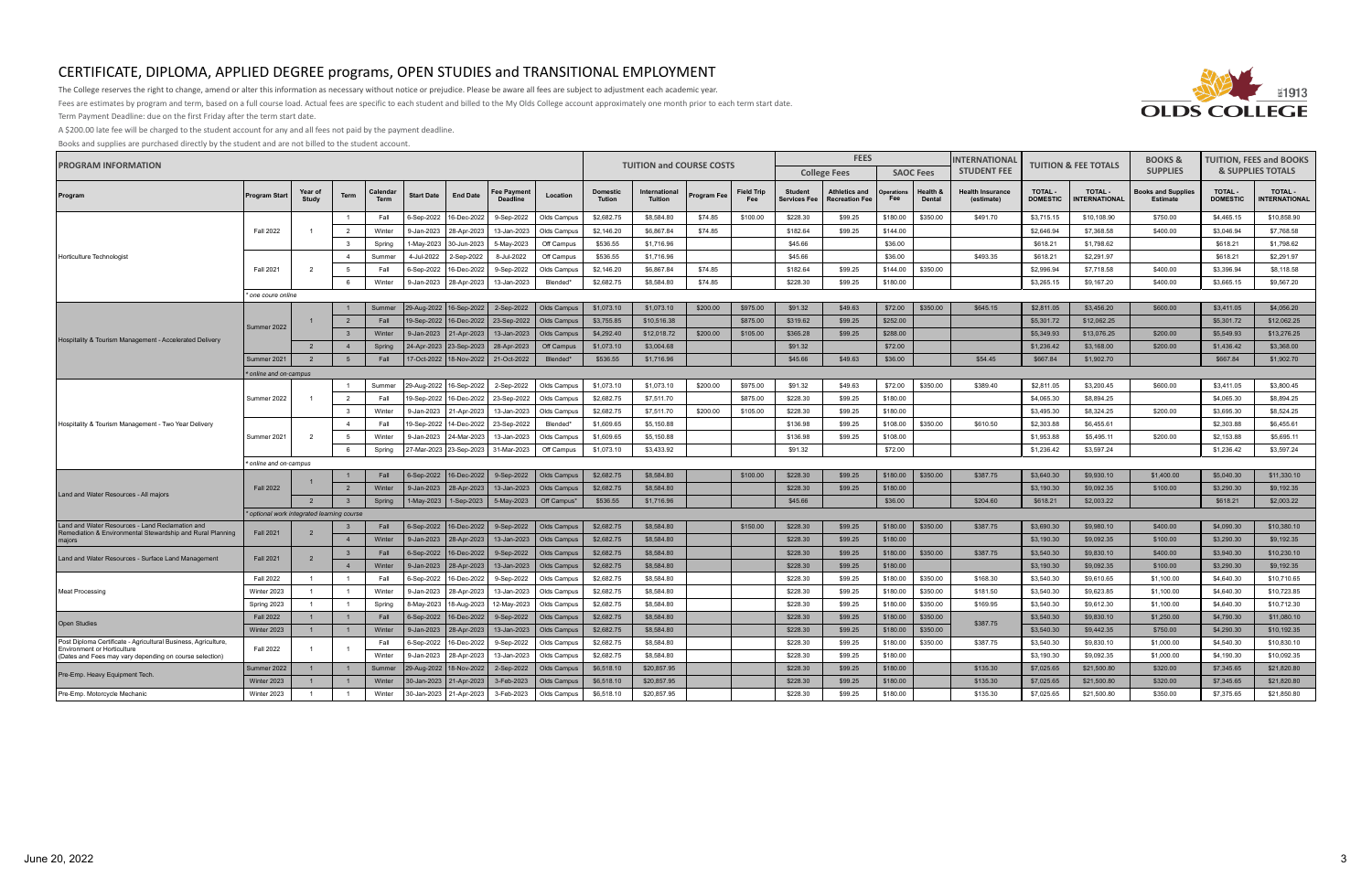# CERTIFICATE, DIPLOMA, APPLIED DEGREE programs, OPEN STUDIES and TRANSITIONAL EMPLOYMENT

The College reserves the right to change, amend or alter this information as necessary without notice or prejudice. Please be aware all fees are subject to adjustment each academic year.

Fees are estimates by program and term, based on a full course load. Actual fees are specific to each student and billed to the My Olds College account approximately one month prior to each term start date.

Term Payment Deadline: due on the first Friday after the term start date.

A $200.00 late fee will be charged to the student account for any and all fees not paid by the payment deadline.

Books and supplies are purchased directly by the student and are not billed to the student account.

| PROGRAM INFORMATION | | | | | | | | | TUITION and COURSE COSTS | | | | FEES | | | | INTERNATIONAL STUDENT FEE | TUITION & FEE TOTALS | | BOOKS & SUPPLIES | TUITION, FEES and BOOKS & SUPPLIES TOTALS | |
|---|---|---|---|---|---|---|---|---|---|---|---|---|---|---|---|---|---|---|---|---|---|---|
| | | | | | | | | | | | | | College Fees | | SAOC Fees | | | | | | | |
| Program | Program Start | Year of Study | Term | Calendar Term | Start Date | End Date | Fee Payment Deadline | Location | Domestic Tuition | International Tuition | Program Fee | Field Trip Fee | Student Services Fee | Athletics and Recreation Fee | Operations Fee | Health & Dental | Health Insurance (estimate) | TOTAL - DOMESTIC | TOTAL - INTERNATIONAL | Books and Supplies Estimate | TOTAL - DOMESTIC | TOTAL - INTERNATIONAL |
| Horticulture Technologist | Fall 2022 | 1 | 1 | Fall | 6-Sep-2022 | 16-Dec-2022 | 9-Sep-2022 | Olds Campus | $2,682.75 | $8,584.80 | $74.85 | $100.00 | $228.30 | $99.25 | $180.00 | $350.00 | $491.70 | $3,715.15 | $10,108.90 | $750.00 | $4,465.15 | $10,858.90 |
| | | | 2 | Winter | 9-Jan-2023 | 28-Apr-2023 | 13-Jan-2023 | Olds Campus | $2,146.20 | $6,867.84 | $74.85 | | $182.64 | $99.25 | $144.00 | | | $2,646.94 | $7,368.58 | $400.00 | $3,046.94 | $7,768.58 |
| | | | 3 | Spring | 1-May-2023 | 30-Jun-2023 | 5-May-2023 | Off Campus | $536.55 | $1,716.96 | | | $45.66 | | $36.00 | | | $618.21 | $1,798.62 | | $618.21 | $1,798.62 |
| | Fall 2021 | 2 | 4 | Summer | 4-Jul-2022 | 2-Sep-2022 | 8-Jul-2022 | Off Campus | $536.55 | $1,716.96 | | | $45.66 | | $36.00 | | $493.35 | $618.21 | $2,291.97 | | $618.21 | $2,291.97 |
| | | | 5 | Fall | 6-Sep-2022 | 16-Dec-2022 | 9-Sep-2022 | Olds Campus | $2,146.20 | $6,867.84 | $74.85 | | $182.64 | $99.25 | $144.00 | $350.00 | | $2,996.94 | $7,718.58 | $400.00 | $3,396.94 | $8,118.58 |
| | | | 6 | Winter | 9-Jan-2023 | 28-Apr-2023 | 13-Jan-2023 | Blended* | $2,682.75 | $8,584.80 | $74.85 | | $228.30 | $99.25 | $180.00 | | | $3,265.15 | $9,167.20 | $400.00 | $3,665.15 | $9,567.20 |
| | * one coure online | | | | | | | | | | | | | | | | | | | | | |
| Hospitality & Tourism Management - Accelerated Delivery | Summer 2022 | 1 | 1 | Summer | 29-Aug-2022 | 16-Sep-2022 | 2-Sep-2022 | Olds Campus | $1,073.10 | $1,073.10 | $200.00 | $975.00 | $91.32 | $49.63 | $72.00 | $350.00 | $645.15 | $2,811.05 | $3,456.20 | $600.00 | $3,411.05 | $4,056.20 |
| | | | 2 | Fall | 19-Sep-2022 | 16-Dec-2022 | 23-Sep-2022 | Olds Campus | $3,755.85 | $10,516.38 | | $875.00 | $319.62 | $99.25 | $252.00 | | | $5,301.72 | $12,062.25 | | $5,301.72 | $12,062.25 |
| | | | 3 | Winter | 9-Jan-2023 | 21-Apr-2023 | 13-Jan-2023 | Olds Campus | $4,292.40 | $12,018.72 | $200.00 | $105.00 | $365.28 | $99.25 | $288.00 | | | $5,349.93 | $13,076.25 | $200.00 | $5,549.93 | $13,276.25 |
| | | 2 | 4 | Spring | 24-Apr-2023 | 23-Sep-2023 | 28-Apr-2023 | Off Campus | $1,073.10 | $3,004.68 | | | $91.32 | | $72.00 | | | $1,236.42 | $3,168.00 | $200.00 | $1,436.42 | $3,368.00 |
| | Summer 2021 | 2 | 5 | Fall | 17-Oct-2022 | 18-Nov-2022 | 21-Oct-2022 | Blended* | $536.55 | $1,716.96 | | | $45.66 | $49.63 | $36.00 | | $54.45 | $667.84 | $1,902.70 | | $667.84 | $1,902.70 |
| | * online and on-campus | | | | | | | | | | | | | | | | | | | | | |
| Hospitality & Tourism Management - Two Year Delivery | Summer 2022 | 1 | 1 | Summer | 29-Aug-2022 | 16-Sep-2022 | 2-Sep-2022 | Olds Campus | $1,073.10 | $1,073.10 | $200.00 | $975.00 | $91.32 | $49.63 | $72.00 | $350.00 | $389.40 | $2,811.05 | $3,200.45 | $600.00 | $3,411.05 | $3,800.45 |
| | | | 2 | Fall | 19-Sep-2022 | 16-Dec-2022 | 23-Sep-2022 | Olds Campus | $2,682.75 | $7,511.70 | | $875.00 | $228.30 | $99.25 | $180.00 | | | $4,065.30 | $8,894.25 | | $4,065.30 | $8,894.25 |
| | | | 3 | Winter | 9-Jan-2023 | 21-Apr-2023 | 13-Jan-2023 | Olds Campus | $2,682.75 | $7,511.70 | $200.00 | $105.00 | $228.30 | $99.25 | $180.00 | | | $3,495.30 | $8,324.25 | $200.00 | $3,695.30 | $8,524.25 |
| | Summer 2021 | 2 | 4 | Fall | 19-Sep-2022 | 14-Dec-2022 | 23-Sep-2022 | Blended* | $1,609.65 | $5,150.88 | | | $136.98 | $99.25 | $108.00 | $350.00 | $610.50 | $2,303.88 | $6,455.61 | | $2,303.88 | $6,455.61 |
| | | | 5 | Winter | 9-Jan-2023 | 24-Mar-2023 | 13-Jan-2023 | Olds Campus | $1,609.65 | $5,150.88 | | | $136.98 | $99.25 | $108.00 | | | $1,953.88 | $5,495.11 | $200.00 | $2,153.88 | $5,695.11 |
| | | | 6 | Spring | 27-Mar-2023 | 23-Sep-2023 | 31-Mar-2023 | Off Campus | $1,073.10 | $3,433.92 | | | $91.32 | | $72.00 | | | $1,236.42 | $3,597.24 | | $1,236.42 | $3,597.24 |
| | * online and on-campus | | | | | | | | | | | | | | | | | | | | | |
| Land and Water Resources - All majors | Fall 2022 | 1 | 1 | Fall | 6-Sep-2022 | 16-Dec-2022 | 9-Sep-2022 | Olds Campus | $2,682.75 | $8,584.80 | | $100.00 | $228.30 | $99.25 | $180.00 | $350.00 | $387.75 | $3,640.30 | $9,930.10 | $1,400.00 | $5,040.30 | $11,330.10 |
| | | | 2 | Winter | 9-Jan-2023 | 28-Apr-2023 | 13-Jan-2023 | Olds Campus | $2,682.75 | $8,584.80 | | | $228.30 | $99.25 | $180.00 | | | $3,190.30 | $9,092.35 | $100.00 | $3,290.30 | $9,192.35 |
| | | 2 | 3 | Spring | 1-May-2023 | 1-Sep-2023 | 5-May-2023 | Off Campus* | $536.55 | $1,716.96 | | | $45.66 | | $36.00 | | $204.60 | $618.21 | $2,003.22 | | $618.21 | $2,003.22 |
| | * optional work integrated learning course | | | | | | | | | | | | | | | | | | | | | |
| Land and Water Resources - Land Reclamation and Remediation & Environmental Stewardship and Rural Planning majors | Fall 2021 | 2 | 3 | Fall | 6-Sep-2022 | 16-Dec-2022 | 9-Sep-2022 | Olds Campus | $2,682.75 | $8,584.80 | | $150.00 | $228.30 | $99.25 | $180.00 | $350.00 | $387.75 | $3,690.30 | $9,980.10 | $400.00 | $4,090.30 | $10,380.10 |
| | | | 4 | Winter | 9-Jan-2023 | 28-Apr-2023 | 13-Jan-2023 | Olds Campus | $2,682.75 | $8,584.80 | | | $228.30 | $99.25 | $180.00 | | | $3,190.30 | $9,092.35 | $100.00 | $3,290.30 | $9,192.35 |
| Land and Water Resources - Surface Land Management | Fall 2021 | 2 | 3 | Fall | 6-Sep-2022 | 16-Dec-2022 | 9-Sep-2022 | Olds Campus | $2,682.75 | $8,584.80 | | | $228.30 | $99.25 | $180.00 | $350.00 | $387.75 | $3,540.30 | $9,830.10 | $400.00 | $3,940.30 | $10,230.10 |
| | | | 4 | Winter | 9-Jan-2023 | 28-Apr-2023 | 13-Jan-2023 | Olds Campus | $2,682.75 | $8,584.80 | | | $228.30 | $99.25 | $180.00 | | | $3,190.30 | $9,092.35 | $100.00 | $3,290.30 | $9,192.35 |
| Meat Processing | Fall 2022 | 1 | 1 | Fall | 6-Sep-2022 | 16-Dec-2022 | 9-Sep-2022 | Olds Campus | $2,682.75 | $8,584.80 | | | $228.30 | $99.25 | $180.00 | $350.00 | $168.30 | $3,540.30 | $9,610.65 | $1,100.00 | $4,640.30 | $10,710.65 |
| | Winter 2023 | 1 | 1 | Winter | 9-Jan-2023 | 28-Apr-2023 | 13-Jan-2023 | Olds Campus | $2,682.75 | $8,584.80 | | | $228.30 | $99.25 | $180.00 | $350.00 | $181.50 | $3,540.30 | $9,623.85 | $1,100.00 | $4,640.30 | $10,723.85 |
| | Spring 2023 | 1 | 1 | Spring | 8-May-2023 | 18-Aug-2023 | 12-May-2023 | Olds Campus | $2,682.75 | $8,584.80 | | | $228.30 | $99.25 | $180.00 | $350.00 | $169.95 | $3,540.30 | $9,612.30 | $1,100.00 | $4,640.30 | $10,712.30 |
| Open Studies | Fall 2022 | 1 | 1 | Fall | 6-Sep-2022 | 16-Dec-2022 | 9-Sep-2022 | Olds Campus | $2,682.75 | $8,584.80 | | | $228.30 | $99.25 | $180.00 | $350.00 | $387.75 | $3,540.30 | $9,830.10 | $1,250.00 | $4,790.30 | $11,080.10 |
| | Winter 2023 | 1 | 1 | Winter | 9-Jan-2023 | 28-Apr-2023 | 13-Jan-2023 | Olds Campus | $2,682.75 | $8,584.80 | | | $228.30 | $99.25 | $180.00 | $350.00 | | $3,540.30 | $9,442.35 | $750.00 | $4,290.30 | $10,192.35 |
| Post Diploma Certificate - Agricultural Business, Agriculture, Environment or Horticulture (Dates and Fees may vary depending on course selection) | Fall 2022 | 1 | 1 | Fall | 6-Sep-2022 | 16-Dec-2022 | 9-Sep-2022 | Olds Campus | $2,682.75 | $8,584.80 | | | $228.30 | $99.25 | $180.00 | $350.00 | $387.75 | $3,540.30 | $9,830.10 | $1,000.00 | $4,540.30 | $10,830.10 |
| | | | | Winter | 9-Jan-2023 | 28-Apr-2023 | 13-Jan-2023 | Olds Campus | $2,682.75 | $8,584.80 | | | $228.30 | $99.25 | $180.00 | | | $3,190.30 | $9,092.35 | $1,000.00 | $4,190.30 | $10,092.35 |
| Pre-Emp. Heavy Equipment Tech. | Summer 2022 | 1 | 1 | Summer | 29-Aug-2022 | 18-Nov-2022 | 2-Sep-2022 | Olds Campus | $6,518.10 | $20,857.95 | | | $228.30 | $99.25 | $180.00 | | $135.30 | $7,025.65 | $21,500.80 | $320.00 | $7,345.65 | $21,820.80 |
| | Winter 2023 | 1 | 1 | Winter | 30-Jan-2023 | 21-Apr-2023 | 3-Feb-2023 | Olds Campus | $6,518.10 | $20,857.95 | | | $228.30 | $99.25 | $180.00 | | $135.30 | $7,025.65 | $21,500.80 | $320.00 | $7,345.65 | $21,820.80 |
| Pre-Emp. Motorcycle Mechanic | Winter 2023 | 1 | 1 | Winter | 30-Jan-2023 | 21-Apr-2023 | 3-Feb-2023 | Olds Campus | $6,518.10 | $20,857.95 | | | $228.30 | $99.25 | $180.00 | | $135.30 | $7,025.65 | $21,500.80 | $350.00 | $7,375.65 | $21,850.80 |

June 20, 2022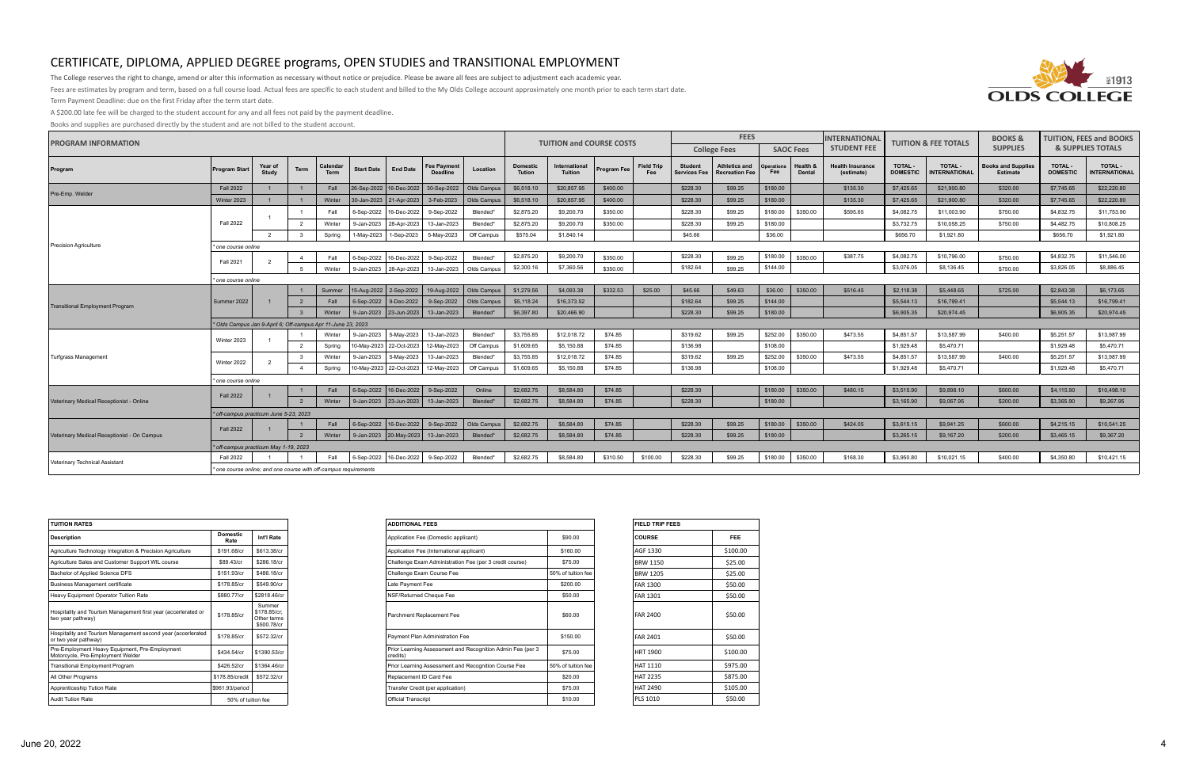# CERTIFICATE, DIPLOMA, APPLIED DEGREE programs, OPEN STUDIES and TRANSITIONAL EMPLOYMENT

The College reserves the right to change, amend or alter this information as necessary without notice or prejudice. Please be aware all fees are subject to adjustment each academic year.

Fees are estimates by program and term, based on a full course load. Actual fees are specific to each student and billed to the My Olds College account approximately one month prior to each term start date.

Term Payment Deadline: due on the first Friday after the term start date.

A $200.00 late fee will be charged to the student account for any and all fees not paid by the payment deadline.

Books and supplies are purchased directly by the student and are not billed to the student account.

| PROGRAM INFORMATION | | | | | | | | | TUITION and COURSE COSTS | | | | FEES | | | | INTERNATIONAL STUDENT FEE | TUITION & FEE TOTALS | | BOOKS & SUPPLIES | TUITION, FEES and BOOKS & SUPPLIES TOTALS | |
|---|---|---|---|---|---|---|---|---|---|---|---|---|---|---|---|---|---|---|---|---|---|---|
| | | | | | | | | | | | | | College Fees | | SAOC Fees | | | | | | | |
| Program | Program Start | Year of Study | Term | Calendar Term | Start Date | End Date | Fee Payment Deadline | Location | Domestic Tuition | International Tuition | Program Fee | Field Trip Fee | Student Services Fee | Athletics and Recreation Fee | Operations Fee | Health & Dental | Health Insurance (estimate) | TOTAL - DOMESTIC | TOTAL - INTERNATIONAL | Books and Supplies Estimate | TOTAL - DOMESTIC | TOTAL - INTERNATIONAL |
| Pre-Emp. Welder | Fall 2022 | 1 | 1 | Fall | 26-Sep-2022 | 16-Dec-2022 | 30-Sep-2022 | Olds Campus | $6,518.10 | $20,857.95 | $400.00 | | $228.30 | $99.25 | $180.00 | | $135.30 | $7,425.65 | $21,900.80 | $320.00 | $7,745.65 | $22,220.80 |
| | Winter 2023 | 1 | 1 | Winter | 30-Jan-2023 | 21-Apr-2023 | 3-Feb-2023 | Olds Campus | $6,518.10 | $20,857.95 | $400.00 | | $228.30 | $99.25 | $180.00 | | $135.30 | $7,425.65 | $21,900.80 | $320.00 | $7,745.65 | $22,220.80 |
| Precision Agriculture | Fall 2022 | 1 | 1 | Fall | 6-Sep-2022 | 16-Dec-2022 | 9-Sep-2022 | Blended* | $2,875.20 | $9,200.70 | $350.00 | | $228.30 | $99.25 | $180.00 | $350.00 | $595.65 | $4,082.75 | $11,003.90 | $750.00 | $4,832.75 | $11,753.90 |
| | | | 2 | Winter | 9-Jan-2023 | 28-Apr-2023 | 13-Jan-2023 | Blended* | $2,875.20 | $9,200.70 | $350.00 | | $228.30 | $99.25 | $180.00 | | | $3,732.75 | $10,058.25 | $750.00 | $4,482.75 | $10,808.25 |
| | | 2 | 3 | Spring | 1-May-2023 | 1-Sep-2023 | 5-May-2023 | Off Campus | $575.04 | $1,840.14 | | | $45.66 | | $36.00 | | | $656.70 | $1,921.80 | | $656.70 | $1,921.80 |
| | * one course online | | | | | | | | | | | | | | | | | | | | | |
| | Fall 2021 | 2 | 4 | Fall | 6-Sep-2022 | 16-Dec-2022 | 9-Sep-2022 | Blended* | $2,875.20 | $9,200.70 | $350.00 | | $228.30 | $99.25 | $180.00 | $350.00 | $387.75 | $4,082.75 | $10,796.00 | $750.00 | $4,832.75 | $11,546.00 |
| | | | 5 | Winter | 9-Jan-2023 | 28-Apr-2023 | 13-Jan-2023 | Olds Campus | $2,300.16 | $7,360.56 | $350.00 | | $182.64 | $99.25 | $144.00 | | | $3,076.05 | $8,136.45 | $750.00 | $3,826.05 | $8,886.45 |
| | * one course online | | | | | | | | | | | | | | | | | | | | | |
| Transitional Employment Program | Summer 2022 | 1 | 1 | Summer | 15-Aug-2022 | 2-Sep-2022 | 19-Aug-2022 | Olds Campus | $1,279.56 | $4,093.38 | $332.53 | $25.00 | $45.66 | $49.63 | $36.00 | $350.00 | $516.45 | $2,118.38 | $5,448.65 | $725.00 | $2,843.38 | $6,173.65 |
| | | | 2 | Fall | 6-Sep-2022 | 9-Dec-2022 | 9-Sep-2022 | Olds Campus | $5,118.24 | $16,373.52 | | | $182.64 | $99.25 | $144.00 | | | $5,544.13 | $16,799.41 | | $5,544.13 | $16,799.41 |
| | | | 3 | Winter | 9-Jan-2023 | 23-Jun-2023 | 13-Jan-2023 | Blended* | $6,397.80 | $20,466.90 | | | $228.30 | $99.25 | $180.00 | | | $6,905.35 | $20,974.45 | | $6,905.35 | $20,974.45 |
| | * Olds Campus Jan 9-April 6; Off-campus Apr 11-June 23, 2023 | | | | | | | | | | | | | | | | | | | | | |
| Turfgrass Management | Winter 2023 | 1 | 1 | Winter | 9-Jan-2023 | 5-May-2023 | 13-Jan-2023 | Blended* | $3,755.85 | $12,018.72 | $74.85 | | $319.62 | $99.25 | $252.00 | $350.00 | $473.55 | $4,851.57 | $13,587.99 | $400.00 | $5,251.57 | $13,987.99 |
| | | | 2 | Spring | 10-May-2023 | 22-Oct-2023 | 12-May-2023 | Off Campus | $1,609.65 | $5,150.88 | $74.85 | | $136.98 | | $108.00 | | | $1,929.48 | $5,470.71 | | $1,929.48 | $5,470.71 |
| | Winter 2022 | 2 | 3 | Winter | 9-Jan-2023 | 5-May-2023 | 13-Jan-2023 | Blended* | $3,755.85 | $12,018.72 | $74.85 | | $319.62 | $99.25 | $252.00 | $350.00 | $473.55 | $4,851.57 | $13,587.99 | $400.00 | $5,251.57 | $13,987.99 |
| | | | 4 | Spring | 10-May-2023 | 22-Oct-2023 | 12-May-2023 | Off Campus | $1,609.65 | $5,150.88 | $74.85 | | $136.98 | | $108.00 | | | $1,929.48 | $5,470.71 | | $1,929.48 | $5,470.71 |
| | * one course online | | | | | | | | | | | | | | | | | | | | | |
| Veterinary Medical Receptionist - Online | Fall 2022 | 1 | 1 | Fall | 6-Sep-2022 | 16-Dec-2022 | 9-Sep-2022 | Online | $2,682.75 | $8,584.80 | $74.85 | | $228.30 | | $180.00 | $350.00 | $480.15 | $3,515.90 | $9,898.10 | $600.00 | $4,115.90 | $10,498.10 |
| | | | 2 | Winter | 9-Jan-2023 | 23-Jun-2023 | 13-Jan-2023 | Blended* | $2,682.75 | $8,584.80 | $74.85 | | $228.30 | | $180.00 | | | $3,165.90 | $9,067.95 | $200.00 | $3,365.90 | $9,267.95 |
| | * off-campus practicum June 5-23, 2023 | | | | | | | | | | | | | | | | | | | | | |
| Veterinary Medical Receptionist - On Campus | Fall 2022 | 1 | 1 | Fall | 6-Sep-2022 | 16-Dec-2022 | 9-Sep-2022 | Olds Campus | $2,682.75 | $8,584.80 | $74.85 | | $228.30 | $99.25 | $180.00 | $350.00 | $424.05 | $3,615.15 | $9,941.25 | $600.00 | $4,215.15 | $10,541.25 |
| | | | 2 | Winter | 9-Jan-2023 | 20-May-2023 | 13-Jan-2023 | Blended* | $2,682.75 | $8,584.80 | $74.85 | | $228.30 | $99.25 | $180.00 | | | $3,265.15 | $9,167.20 | $200.00 | $3,465.15 | $9,367.20 |
| | * off-campus practicum May 1-19, 2023 | | | | | | | | | | | | | | | | | | | | | |
| Veterinary Technical Assistant | Fall 2022 | 1 | 1 | Fall | 6-Sep-2022 | 16-Dec-2022 | 9-Sep-2022 | Blended* | $2,682.75 | $8,584.80 | $310.50 | $100.00 | $228.30 | $99.25 | $180.00 | $350.00 | $168.30 | $3,950.80 | $10,021.15 | $400.00 | $4,350.80 | $10,421.15 |
| | * one course online; and one course with off-campus requirements | | | | | | | | | | | | | | | | | | | | | |

| TUITION RATES | | |
|---|---|---|
| Description | Domestic Rate | Int'l Rate |
| Agriculture Technology Integration & Precision Agriculture | $191.68/cr | $613.38/cr |
| Agriculture Sales and Customer Support WIL course | $89.43/cr | $286.18/cr |
| Bachelor of Applied Science DFS | $151.93/cr | $486.18/cr |
| Business Management certificate | $178.85/cr | $549.90/cr |
| Heavy Equipment Operator Tuition Rate | $880.77/cr | $2818.46/cr |
| Hospitality and Tourism Management first year (accelerated or two year pathway) | $178.85/cr | Summer $178.85/cr; Other terms $500.78/cr |
| Hospitality and Tourism Management second year (accelerated or two year pathway) | $178.85/cr | $572.32/cr |
| Pre-Employment Heavy Equipment, Pre-Employment Motorcycle, Pre-Employment Welder | $434.54/cr | $1390.53/cr |
| Transitional Employment Program | $426.52/cr | $1364.46/cr |
| All Other Programs | $178.85/credit | $572.32/cr |
| Apprenticeship Tuition Rate | $961.93/period | |
| Audit Tution Rate | 50% of tuition fee | |

| ADDITIONAL FEES | |
|---|---|
| Application Fee (Domestic applicant) | $90.00 |
| Application Fee (International applicant) | $160.00 |
| Challenge Exam Administration Fee (per 3 credit course) | $75.00 |
| Challenge Exam Course Fee | 50% of tuition fee |
| Late Payment Fee | $200.00 |
| NSF/Returned Cheque Fee | $50.00 |
| Parchment Replacement Fee | $60.00 |
| Payment Plan Administration Fee | $150.00 |
| Prior Learning Assessment and Recognition Admin Fee (per 3 credits) | $75.00 |
| Prior Learning Assessment and Recognition Course Fee | 50% of tuition fee |
| Replacement ID Card Fee | $20.00 |
| Transfer Credit (per application) | $75.00 |
| Official Transcript | $10.00 |

| FIELD TRIP FEES | |
|---|---|
| COURSE | FEE |
| AGF 1330 | $100.00 |
| BRW 1150 | $25.00 |
| BRW 1205 | $25.00 |
| FAR 1300 | $50.00 |
| FAR 1301 | $50.00 |
| FAR 2400 | $50.00 |
| FAR 2401 | $50.00 |
| HRT 1900 | $100.00 |
| HAT 1110 | $975.00 |
| HAT 2235 | $875.00 |
| HAT 2490 | $105.00 |
| PLS 1010 | $50.00 |

June 20, 2022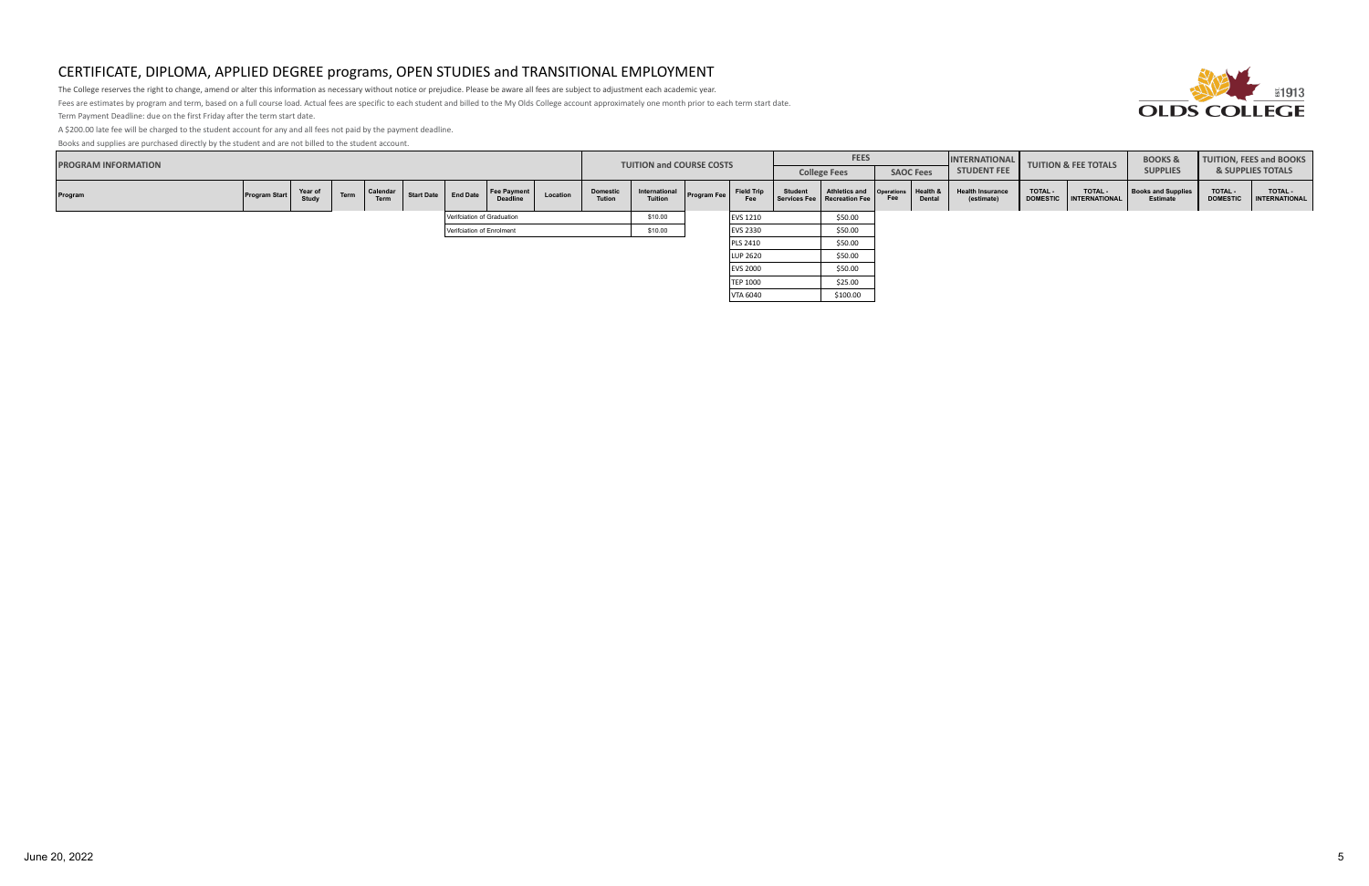# CERTIFICATE, DIPLOMA, APPLIED DEGREE programs, OPEN STUDIES and TRANSITIONAL EMPLOYMENT

The College reserves the right to change, amend or alter this information as necessary without notice or prejudice. Please be aware all fees are subject to adjustment each academic year.

Fees are estimates by program and term, based on a full course load. Actual fees are specific to each student and billed to the My Olds College account approximately one month prior to each term start date.

Term Payment Deadline: due on the first Friday after the term start date.

A $200.00 late fee will be charged to the student account for any and all fees not paid by the payment deadline.

Books and supplies are purchased directly by the student and are not billed to the student account.

| PROGRAM INFORMATION | | | | | | | | | TUITION and COURSE COSTS | | | | FEES | | | | INTERNATIONAL STUDENT FEE | TUITION & FEE TOTALS | | BOOKS & SUPPLIES | TUITION, FEES and BOOKS & SUPPLIES TOTALS | |
|---|---|---|---|---|---|---|---|---|---|---|---|---|---|---|---|---|---|---|---|---|---|---|
| | | | | | | | | | | | | | College Fees | | SAOC Fees | | | | | | | |
| Program | Program Start | Year of Study | Term | Calendar Term | Start Date | End Date | Fee Payment Deadline | Location | Domestic Tution | International Tuition | Program Fee | Field Trip Fee | Student Services Fee | Athletics and Recreation Fee | Operations Fee | Health & Dental | Health Insurance (estimate) | TOTAL - DOMESTIC | TOTAL - INTERNATIONAL | Books and Supplies Estimate | TOTAL - DOMESTIC | TOTAL - INTERNATIONAL |

| | |
|---|---|
| Verifciation of Graduation | $10.00 |
| Verifciation of Enrolment | $10.00 |

| | |
|---|---|
| EVS 1210 | $50.00 |
| EVS 2330 | $50.00 |
| PLS 2410 | $50.00 |
| LUP 2620 | $50.00 |
| EVS 2000 | $50.00 |
| TEP 1000 | $25.00 |
| VTA 6040 | $100.00 |

June 20, 2022